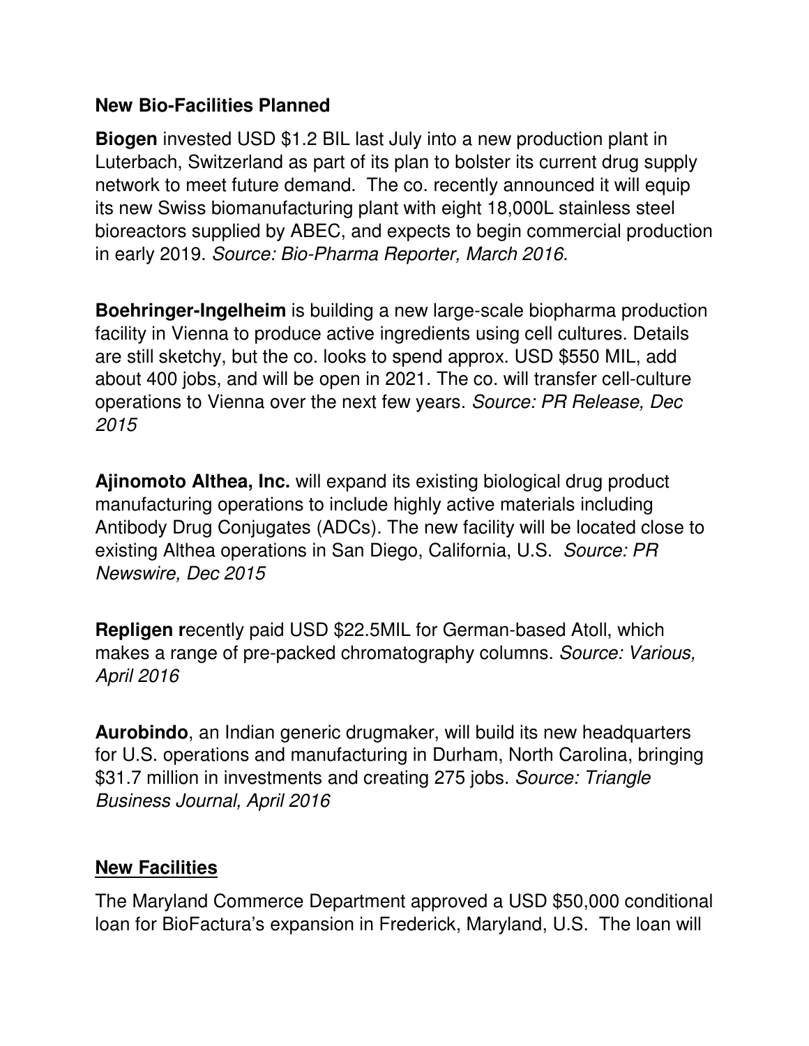**New Bio-Facilities Planned**

**Biogen** invested USD $1.2 BIL last July into a new production plant in Luterbach, Switzerland as part of its plan to bolster its current drug supply network to meet future demand. The co. recently announced it will equip its new Swiss biomanufacturing plant with eight 18,000L stainless steel bioreactors supplied by ABEC, and expects to begin commercial production in early 2019. *Source: Bio-Pharma Reporter, March 2016.*

**Boehringer-Ingelheim** is building a new large-scale biopharma production facility in Vienna to produce active ingredients using cell cultures. Details are still sketchy, but the co. looks to spend approx. USD $550 MIL, add about 400 jobs, and will be open in 2021. The co. will transfer cell-culture operations to Vienna over the next few years. *Source: PR Release, Dec 2015*

**Ajinomoto Althea, Inc.** will expand its existing biological drug product manufacturing operations to include highly active materials including Antibody Drug Conjugates (ADCs). The new facility will be located close to existing Althea operations in San Diego, California, U.S. *Source: PR Newswire, Dec 2015*

**Repligen r**ecently paid USD $22.5MIL for German-based Atoll, which makes a range of pre-packed chromatography columns. *Source: Various, April 2016*

**Aurobindo**, an Indian generic drugmaker, will build its new headquarters for U.S. operations and manufacturing in Durham, North Carolina, bringing $31.7 million in investments and creating 275 jobs. *Source: Triangle Business Journal, April 2016*

**New Facilities**

The Maryland Commerce Department approved a USD $50,000 conditional loan for BioFactura's expansion in Frederick, Maryland, U.S. The loan will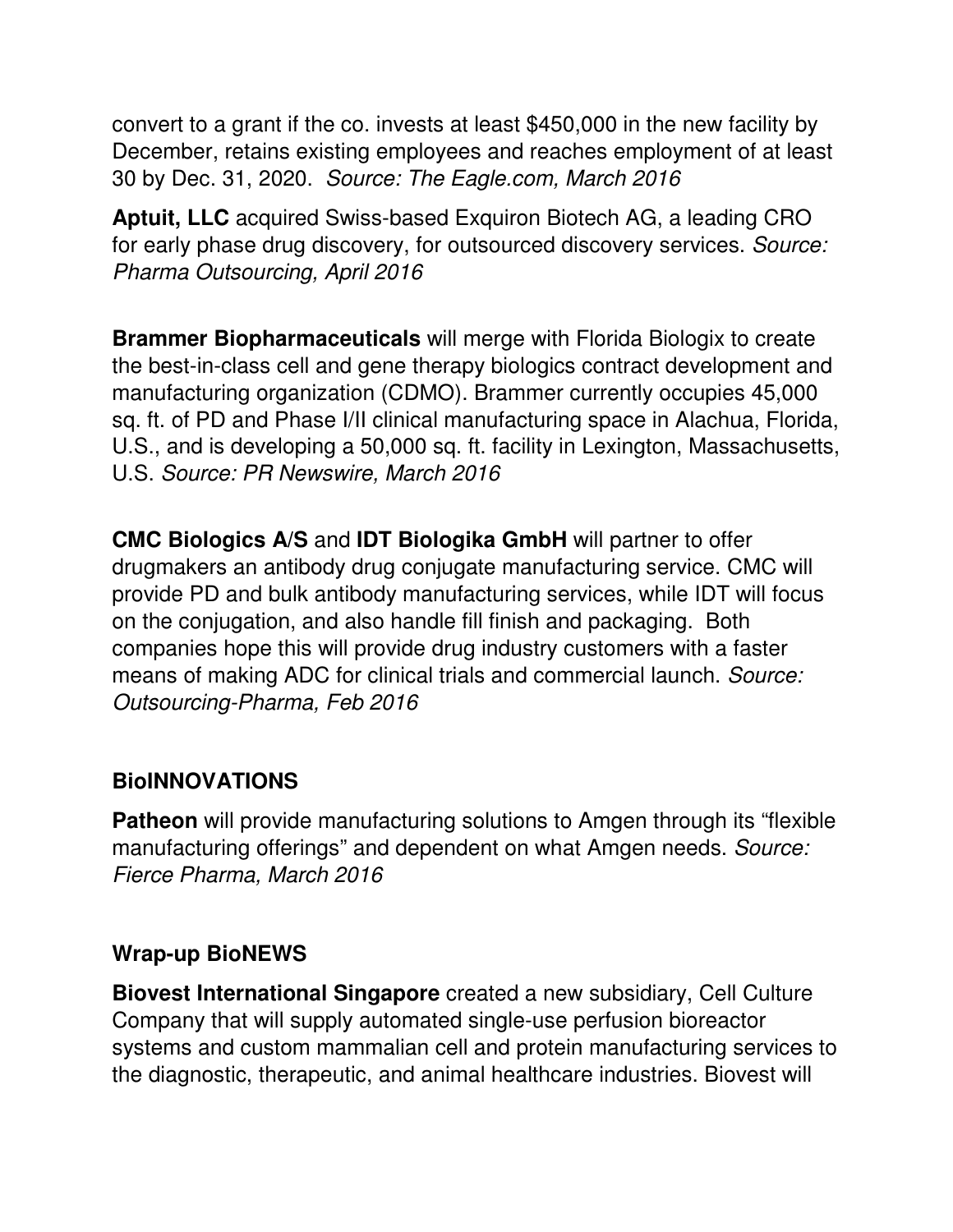convert to a grant if the co. invests at least $450,000 in the new facility by December, retains existing employees and reaches employment of at least 30 by Dec. 31, 2020. *Source: The Eagle.com, March 2016*

**Aptuit, LLC** acquired Swiss-based Exquiron Biotech AG, a leading CRO for early phase drug discovery, for outsourced discovery services. *Source: Pharma Outsourcing, April 2016*

**Brammer Biopharmaceuticals** will merge with Florida Biologix to create the best-in-class cell and gene therapy biologics contract development and manufacturing organization (CDMO). Brammer currently occupies 45,000 sq. ft. of PD and Phase I/II clinical manufacturing space in Alachua, Florida, U.S., and is developing a 50,000 sq. ft. facility in Lexington, Massachusetts, U.S. *Source: PR Newswire, March 2016*

**CMC Biologics A/S** and **IDT Biologika GmbH** will partner to offer drugmakers an antibody drug conjugate manufacturing service. CMC will provide PD and bulk antibody manufacturing services, while IDT will focus on the conjugation, and also handle fill finish and packaging. Both companies hope this will provide drug industry customers with a faster means of making ADC for clinical trials and commercial launch. *Source: Outsourcing-Pharma, Feb 2016*

### BioINNOVATIONS

**Patheon** will provide manufacturing solutions to Amgen through its "flexible manufacturing offerings" and dependent on what Amgen needs. *Source: Fierce Pharma, March 2016*

### Wrap-up BioNEWS

**Biovest International Singapore** created a new subsidiary, Cell Culture Company that will supply automated single-use perfusion bioreactor systems and custom mammalian cell and protein manufacturing services to the diagnostic, therapeutic, and animal healthcare industries. Biovest will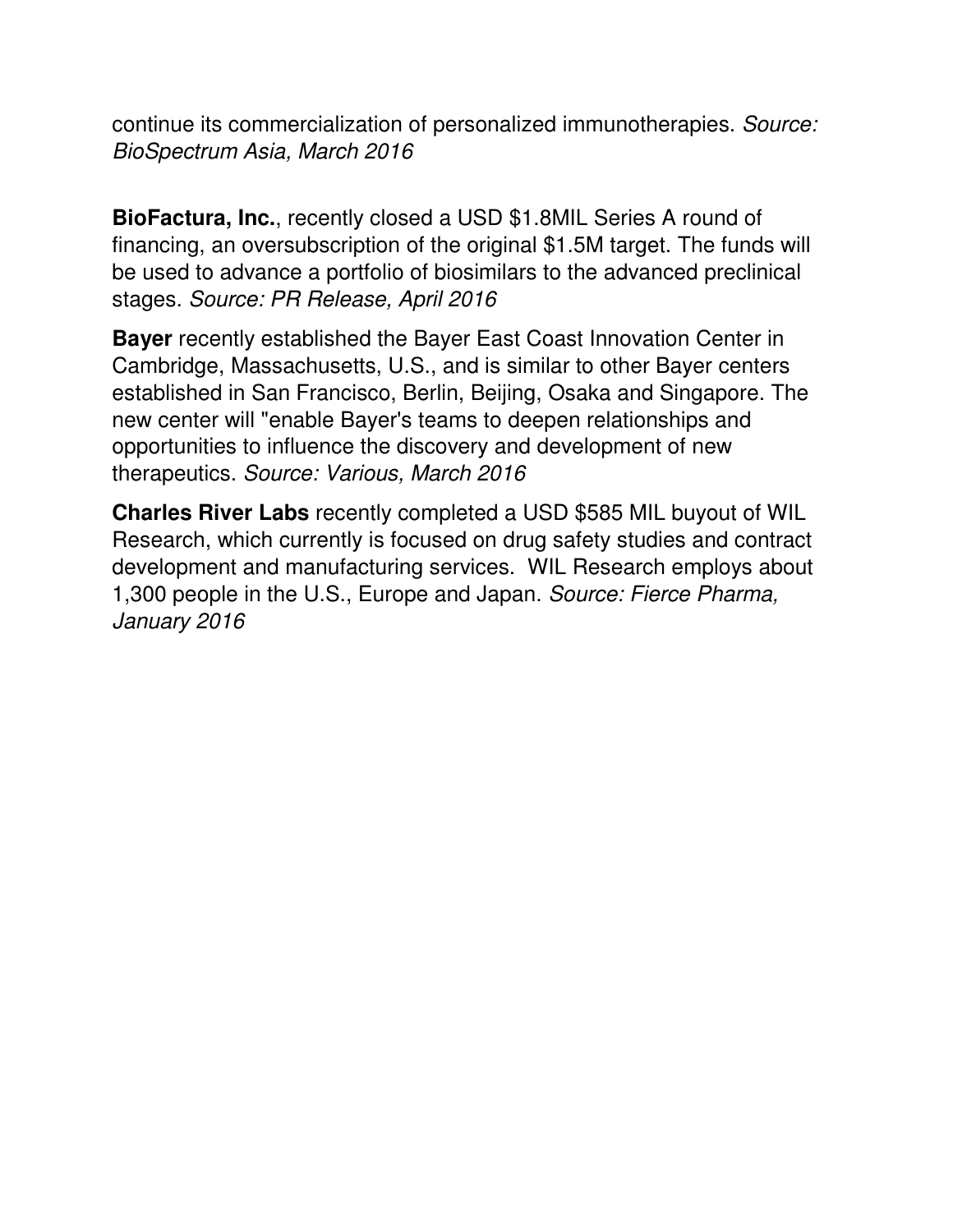continue its commercialization of personalized immunotherapies. *Source: BioSpectrum Asia, March 2016*

**BioFactura, Inc.**, recently closed a USD $1.8MIL Series A round of financing, an oversubscription of the original $1.5M target. The funds will be used to advance a portfolio of biosimilars to the advanced preclinical stages. *Source: PR Release, April 2016*

**Bayer** recently established the Bayer East Coast Innovation Center in Cambridge, Massachusetts, U.S., and is similar to other Bayer centers established in San Francisco, Berlin, Beijing, Osaka and Singapore. The new center will "enable Bayer's teams to deepen relationships and opportunities to influence the discovery and development of new therapeutics. *Source: Various, March 2016*

**Charles River Labs** recently completed a USD $585 MIL buyout of WIL Research, which currently is focused on drug safety studies and contract development and manufacturing services. WIL Research employs about 1,300 people in the U.S., Europe and Japan. *Source: Fierce Pharma, January 2016*